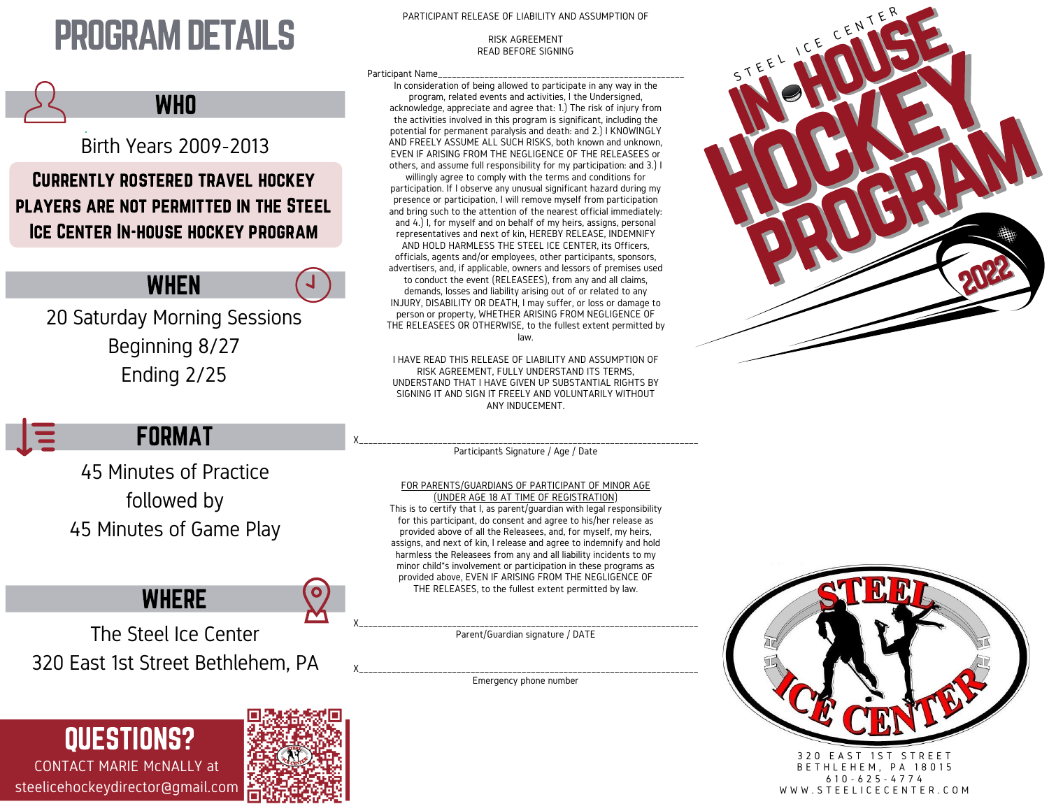# PROGRAM DETAILS

## WHO

Birth Years 2009-2013

**CURRENTLY ROSTERED TRAVEL HOCKEY PLAYERS ARE NOT PERMITTED IN THE STEEL ICE CENTER IN-HOUSE HOCKEY PROGRAM**

## WHEN

20 Saturday Morning Sessions
Beginning 8/27
Ending 2/25

## FORMAT

45 Minutes of Practice
followed by
45 Minutes of Game Play

## WHERE

The Steel Ice Center
320 East 1st Street Bethlehem, PA

## QUESTIONS?

CONTACT MARIE McNALLY at
steelicehockeydirector@gmail.com

---

PARTICIPANT RELEASE OF LIABILITY AND ASSUMPTION OF

RISK AGREEMENT
READ BEFORE SIGNING

Participant Name___________________________________________________

In consideration of being allowed to participate in any way in the program, related events and activities, I the Undersigned, acknowledge, appreciate and agree that: 1.) The risk of injury from the activities involved in this program is significant, including the potential for permanent paralysis and death: and 2.) I KNOWINGLY AND FREELY ASSUME ALL SUCH RISKS, both known and unknown, EVEN IF ARISING FROM THE NEGLIGENCE OF THE RELEASEES or others, and assume full responsibility for my participation: and 3.) I willingly agree to comply with the terms and conditions for participation. If I observe any unusual significant hazard during my presence or participation, I will remove myself from participation and bring such to the attention of the nearest official immediately: and 4.) I, for myself and on behalf of my heirs, assigns, personal representatives and next of kin, HEREBY RELEASE, INDEMNIFY AND HOLD HARMLESS THE STEEL ICE CENTER, its Officers, officials, agents and/or employees, other participants, sponsors, advertisers, and, if applicable, owners and lessors of premises used to conduct the event (RELEASEES), from any and all claims, demands, losses and liability arising out of or related to any INJURY, DISABILITY OR DEATH, I may suffer, or loss or damage to person or property, WHETHER ARISING FROM NEGLIGENCE OF THE RELEASEES OR OTHERWISE, to the fullest extent permitted by law.

I HAVE READ THIS RELEASE OF LIABILITY AND ASSUMPTION OF RISK AGREEMENT, FULLY UNDERSTAND ITS TERMS, UNDERSTAND THAT I HAVE GIVEN UP SUBSTANTIAL RIGHTS BY SIGNING IT AND SIGN IT FREELY AND VOLUNTARILY WITHOUT ANY INDUCEMENT.

X_______________________________________________________________________
Participant's Signature / Age / Date

FOR PARENTS/GUARDIANS OF PARTICIPANT OF MINOR AGE
(UNDER AGE 18 AT TIME OF REGISTRATION)

This is to certify that I, as parent/guardian with legal responsibility for this participant, do consent and agree to his/her release as provided above of all the Releasees, and, for myself, my heirs, assigns, and next of kin, I release and agree to indemnify and hold harmless the Releasees from any and all liability incidents to my minor child's involvement or participation in these programs as provided above, EVEN IF ARISING FROM THE NEGLIGENCE OF THE RELEASES, to the fullest extent permitted by law.

X_______________________________________________________________________
Parent/Guardian signature / DATE

X_______________________________________________________________________
Emergency phone number

---

STEEL ICE CENTER

# IN-HOUSE HOCKEY PROGRAM

2022

STEEL ICE CENTER

320 EAST 1ST STREET
BETHLEHEM, PA 18015
610-625-4774
WWW.STEELICECENTER.COM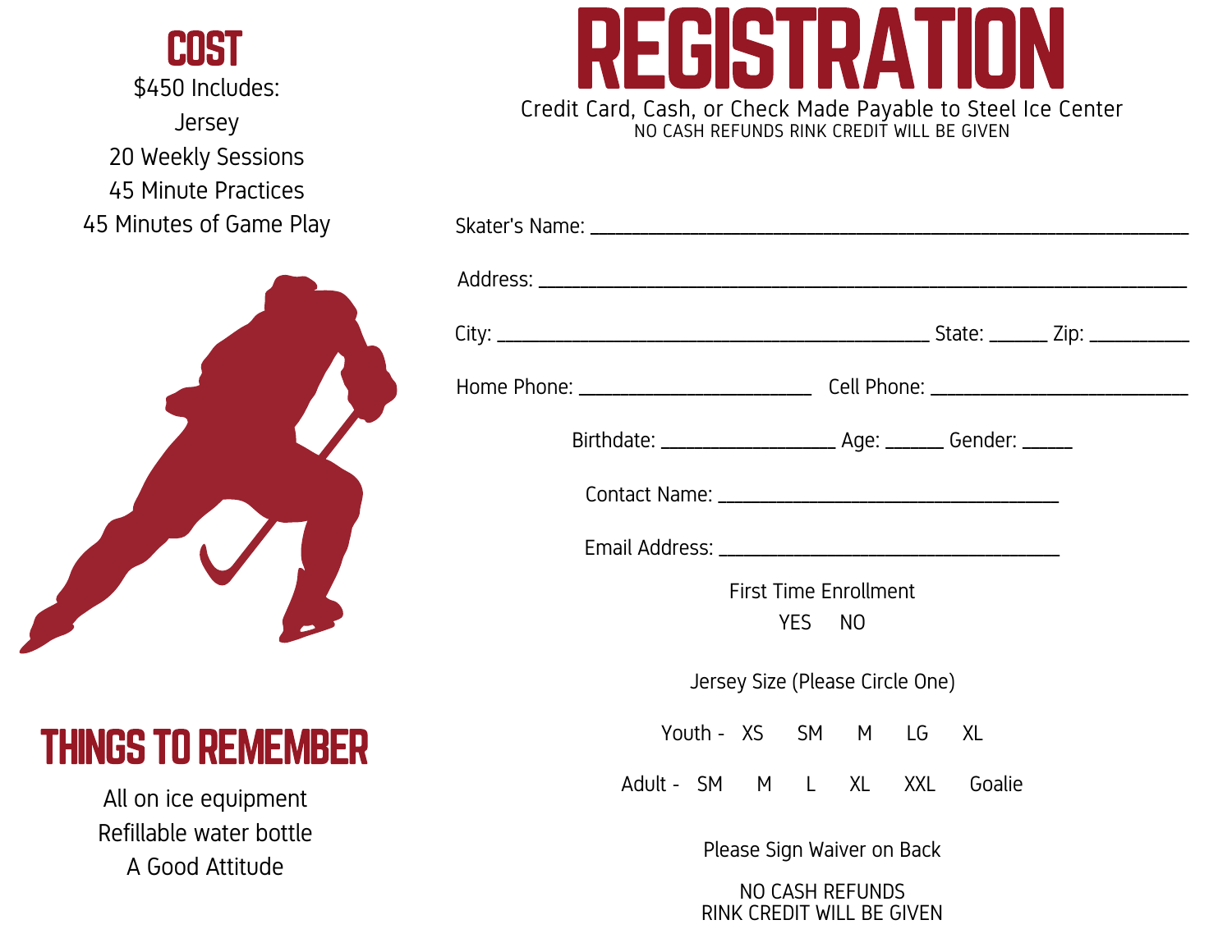## COST

$450 Includes:

Jersey

20 Weekly Sessions

45 Minute Practices

45 Minutes of Game Play

## THINGS TO REMEMBER

All on ice equipment

Refillable water bottle

A Good Attitude

# REGISTRATION

Credit Card, Cash, or Check Made Payable to Steel Ice Center

NO CASH REFUNDS RINK CREDIT WILL BE GIVEN

Skater's Name: ______________________________________________

Address: ______________________________________________

City: ______________________________ State: ______ Zip: __________

Home Phone: ____________________ Cell Phone: ______________________

Birthdate: _______________ Age: ______ Gender: _____

Contact Name: ______________________________

Email Address: ______________________________

First Time Enrollment

YES NO

Jersey Size (Please Circle One)

Youth - XS SM M LG XL

Adult - SM M L XL XXL Goalie

Please Sign Waiver on Back

NO CASH REFUNDS
RINK CREDIT WILL BE GIVEN